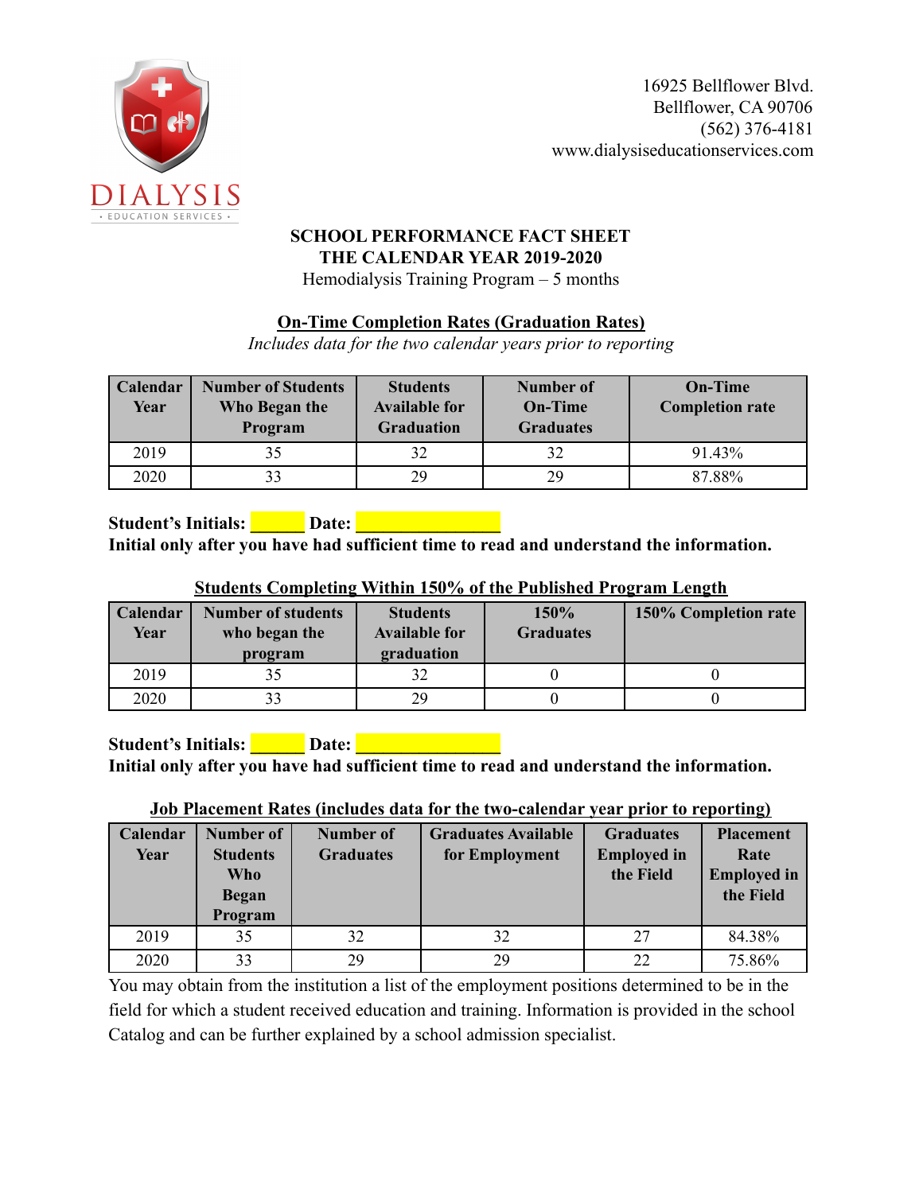DIALYSIS
• EDUCATION SERVICES •

16925 Bellflower Blvd.
Bellflower, CA 90706
(562) 376-4181
www.dialysiseducationservices.com

**SCHOOL PERFORMANCE FACT SHEET**
**THE CALENDAR YEAR 2019-2020**
Hemodialysis Training Program – 5 months

**On-Time Completion Rates (Graduation Rates)**

*Includes data for the two calendar years prior to reporting*

| Calendar Year | Number of Students Who Began the Program | Students Available for Graduation | Number of On-Time Graduates | On-Time Completion rate |
|---|---|---|---|---|
| 2019 | 35 | 32 | 32 | 91.43% |
| 2020 | 33 | 29 | 29 | 87.88% |

**Student's Initials: ______ Date: ________________**
**Initial only after you have had sufficient time to read and understand the information.**

**Students Completing Within 150% of the Published Program Length**

| Calendar Year | Number of students who began the program | Students Available for graduation | 150% Graduates | 150% Completion rate |
|---|---|---|---|---|
| 2019 | 35 | 32 | 0 | 0 |
| 2020 | 33 | 29 | 0 | 0 |

**Student's Initials: ______ Date: ________________**
**Initial only after you have had sufficient time to read and understand the information.**

**Job Placement Rates (includes data for the two-calendar year prior to reporting)**

| Calendar Year | Number of Students Who Began Program | Number of Graduates | Graduates Available for Employment | Graduates Employed in the Field | Placement Rate Employed in the Field |
|---|---|---|---|---|---|
| 2019 | 35 | 32 | 32 | 27 | 84.38% |
| 2020 | 33 | 29 | 29 | 22 | 75.86% |

You may obtain from the institution a list of the employment positions determined to be in the field for which a student received education and training. Information is provided in the school Catalog and can be further explained by a school admission specialist.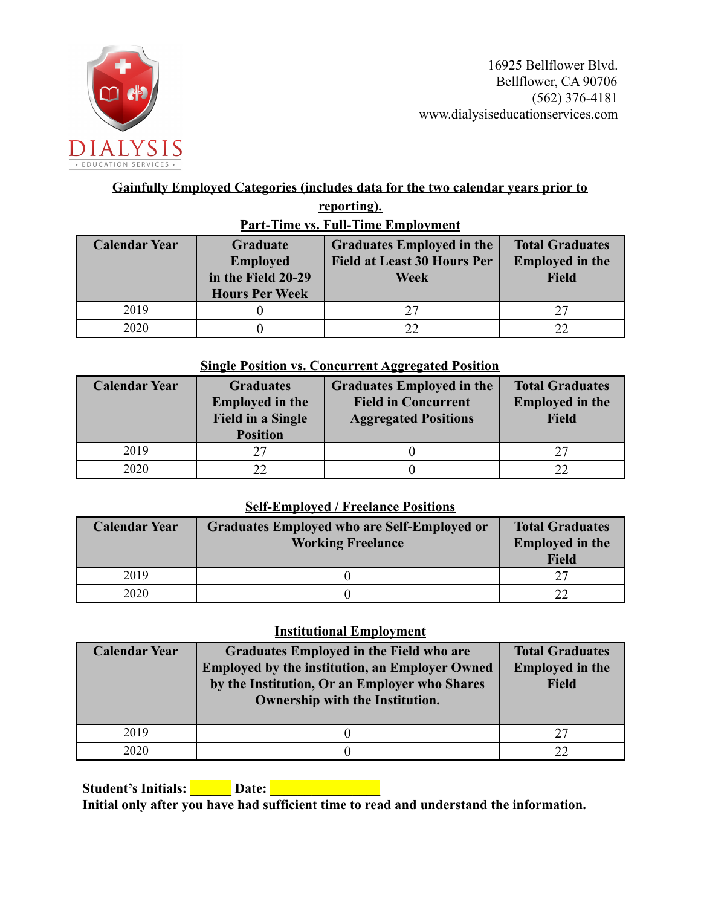16925 Bellflower Blvd.
Bellflower, CA 90706
(562) 376-4181
www.dialysiseducationservices.com

**Gainfully Employed Categories (includes data for the two calendar years prior to reporting).**

**Part-Time vs. Full-Time Employment**

| Calendar Year | Graduate Employed in the Field 20-29 Hours Per Week | Graduates Employed in the Field at Least 30 Hours Per Week | Total Graduates Employed in the Field |
|---|---|---|---|
| 2019 | 0 | 27 | 27 |
| 2020 | 0 | 22 | 22 |

**Single Position vs. Concurrent Aggregated Position**

| Calendar Year | Graduates Employed in the Field in a Single Position | Graduates Employed in the Field in Concurrent Aggregated Positions | Total Graduates Employed in the Field |
|---|---|---|---|
| 2019 | 27 | 0 | 27 |
| 2020 | 22 | 0 | 22 |

**Self-Employed / Freelance Positions**

| Calendar Year | Graduates Employed who are Self-Employed or Working Freelance | Total Graduates Employed in the Field |
|---|---|---|
| 2019 | 0 | 27 |
| 2020 | 0 | 22 |

**Institutional Employment**

| Calendar Year | Graduates Employed in the Field who are Employed by the institution, an Employer Owned by the Institution, Or an Employer who Shares Ownership with the Institution. | Total Graduates Employed in the Field |
|---|---|---|
| 2019 | 0 | 27 |
| 2020 | 0 | 22 |

**Student's Initials: ______ Date: ________________**

**Initial only after you have had sufficient time to read and understand the information.**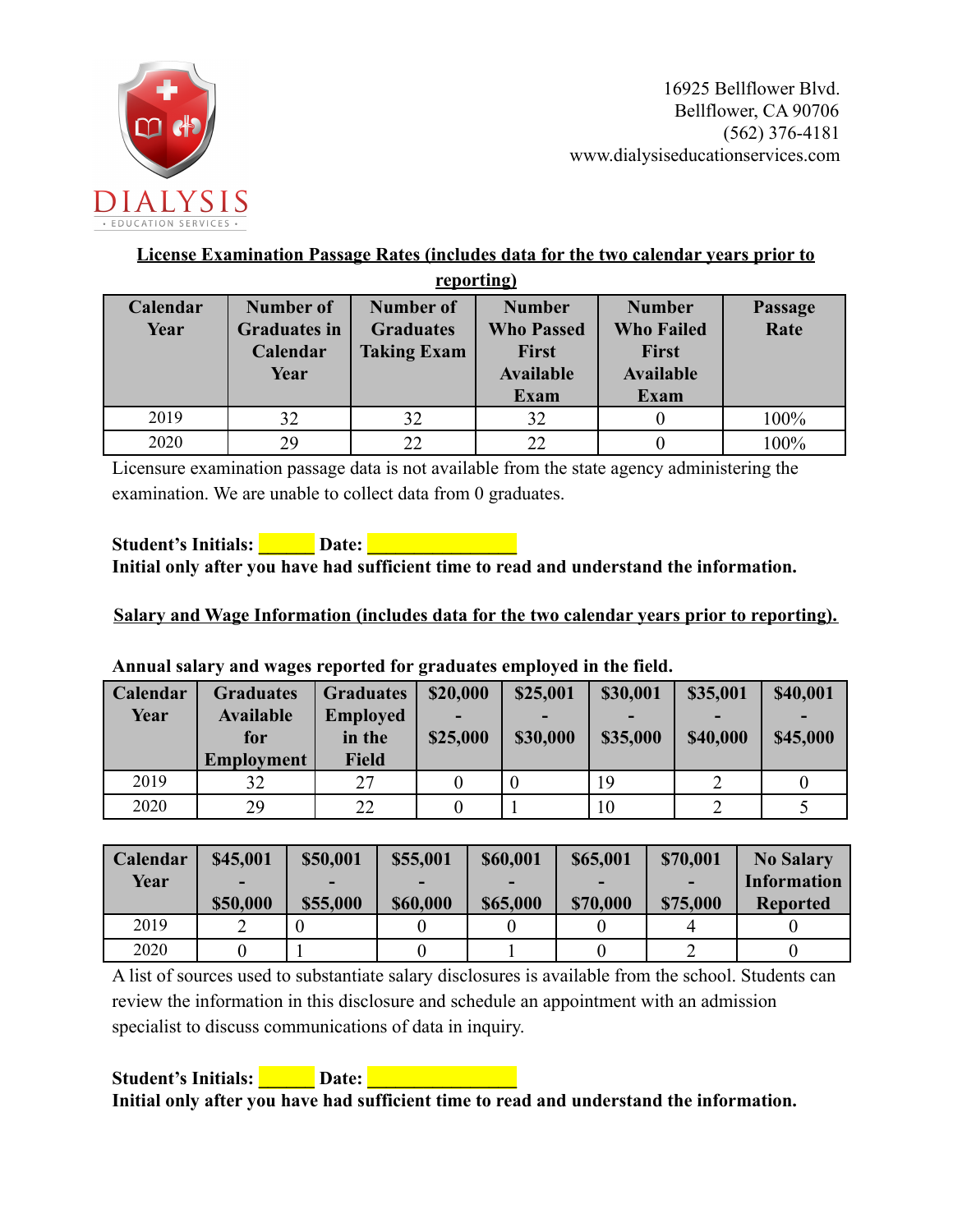DIALYSIS

• EDUCATION SERVICES •

16925 Bellflower Blvd.
Bellflower, CA 90706
(562) 376-4181
www.dialysiseducationservices.com

**License Examination Passage Rates (includes data for the two calendar years prior to reporting)**

| Calendar Year | Number of Graduates in Calendar Year | Number of Graduates Taking Exam | Number Who Passed First Available Exam | Number Who Failed First Available Exam | Passage Rate |
|---|---|---|---|---|---|
| 2019 | 32 | 32 | 32 | 0 | 100% |
| 2020 | 29 | 22 | 22 | 0 | 100% |

Licensure examination passage data is not available from the state agency administering the examination. We are unable to collect data from 0 graduates.

**Student's Initials: ______ Date: ________________**
**Initial only after you have had sufficient time to read and understand the information.**

**Salary and Wage Information (includes data for the two calendar years prior to reporting).**

**Annual salary and wages reported for graduates employed in the field.**

| Calendar Year | Graduates Available for Employment | Graduates Employed in the Field | $20,000 - $25,000 | $25,001 - $30,000 | $30,001 - $35,000 | $35,001 - $40,000 | $40,001 - $45,000 |
|---|---|---|---|---|---|---|---|
| 2019 | 32 | 27 | 0 | 0 | 19 | 2 | 0 |
| 2020 | 29 | 22 | 0 | 1 | 10 | 2 | 5 |

| Calendar Year | $45,001 - $50,000 | $50,001 - $55,000 | $55,001 - $60,000 | $60,001 - $65,000 | $65,001 - $70,000 | $70,001 - $75,000 | No Salary Information Reported |
|---|---|---|---|---|---|---|---|
| 2019 | 2 | 0 | 0 | 0 | 0 | 4 | 0 |
| 2020 | 0 | 1 | 0 | 1 | 0 | 2 | 0 |

A list of sources used to substantiate salary disclosures is available from the school. Students can review the information in this disclosure and schedule an appointment with an admission specialist to discuss communications of data in inquiry.

**Student's Initials: ______ Date: ________________**
**Initial only after you have had sufficient time to read and understand the information.**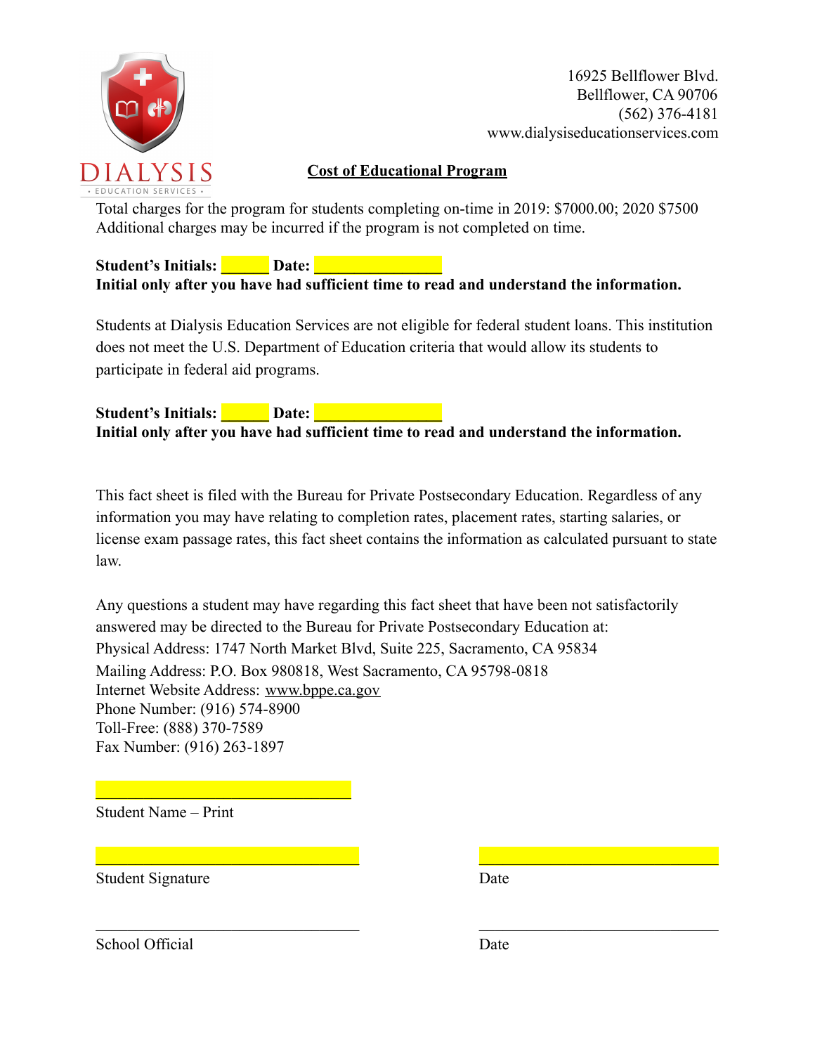DIALYSIS
• EDUCATION SERVICES •

16925 Bellflower Blvd.
Bellflower, CA 90706
(562) 376-4181
www.dialysiseducationservices.com

## Cost of Educational Program

Total charges for the program for students completing on-time in 2019: $7000.00; 2020 $7500
Additional charges may be incurred if the program is not completed on time.

**Student's Initials: ______ Date: ________________**
**Initial only after you have had sufficient time to read and understand the information.**

Students at Dialysis Education Services are not eligible for federal student loans. This institution does not meet the U.S. Department of Education criteria that would allow its students to participate in federal aid programs.

**Student's Initials: ______ Date: ________________**
**Initial only after you have had sufficient time to read and understand the information.**

This fact sheet is filed with the Bureau for Private Postsecondary Education. Regardless of any information you may have relating to completion rates, placement rates, starting salaries, or license exam passage rates, this fact sheet contains the information as calculated pursuant to state law.

Any questions a student may have regarding this fact sheet that have been not satisfactorily answered may be directed to the Bureau for Private Postsecondary Education at:
Physical Address: 1747 North Market Blvd, Suite 225, Sacramento, CA 95834
Mailing Address: P.O. Box 980818, West Sacramento, CA 95798-0818
Internet Website Address: www.bppe.ca.gov
Phone Number: (916) 574-8900
Toll-Free: (888) 370-7589
Fax Number: (916) 263-1897

_______________________________
Student Name – Print

_______________________________ _______________________________
Student Signature Date

_______________________________ _______________________________
School Official Date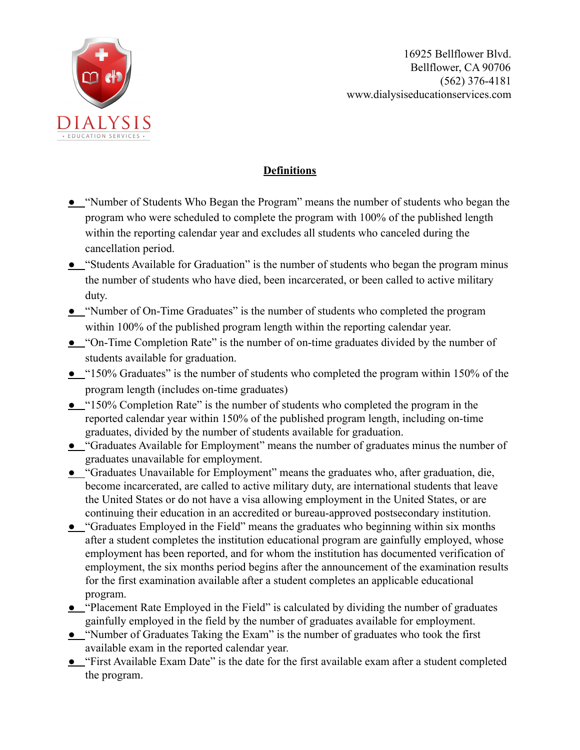16925 Bellflower Blvd.
Bellflower, CA 90706
(562) 376-4181
www.dialysiseducationservices.com

## Definitions

- "Number of Students Who Began the Program" means the number of students who began the program who were scheduled to complete the program with 100% of the published length within the reporting calendar year and excludes all students who canceled during the cancellation period.
- "Students Available for Graduation" is the number of students who began the program minus the number of students who have died, been incarcerated, or been called to active military duty.
- "Number of On-Time Graduates" is the number of students who completed the program within 100% of the published program length within the reporting calendar year.
- "On-Time Completion Rate" is the number of on-time graduates divided by the number of students available for graduation.
- "150% Graduates" is the number of students who completed the program within 150% of the program length (includes on-time graduates)
- "150% Completion Rate" is the number of students who completed the program in the reported calendar year within 150% of the published program length, including on-time graduates, divided by the number of students available for graduation.
- "Graduates Available for Employment" means the number of graduates minus the number of graduates unavailable for employment.
- "Graduates Unavailable for Employment" means the graduates who, after graduation, die, become incarcerated, are called to active military duty, are international students that leave the United States or do not have a visa allowing employment in the United States, or are continuing their education in an accredited or bureau-approved postsecondary institution.
- "Graduates Employed in the Field" means the graduates who beginning within six months after a student completes the institution educational program are gainfully employed, whose employment has been reported, and for whom the institution has documented verification of employment, the six months period begins after the announcement of the examination results for the first examination available after a student completes an applicable educational program.
- "Placement Rate Employed in the Field" is calculated by dividing the number of graduates gainfully employed in the field by the number of graduates available for employment.
- "Number of Graduates Taking the Exam" is the number of graduates who took the first available exam in the reported calendar year.
- "First Available Exam Date" is the date for the first available exam after a student completed the program.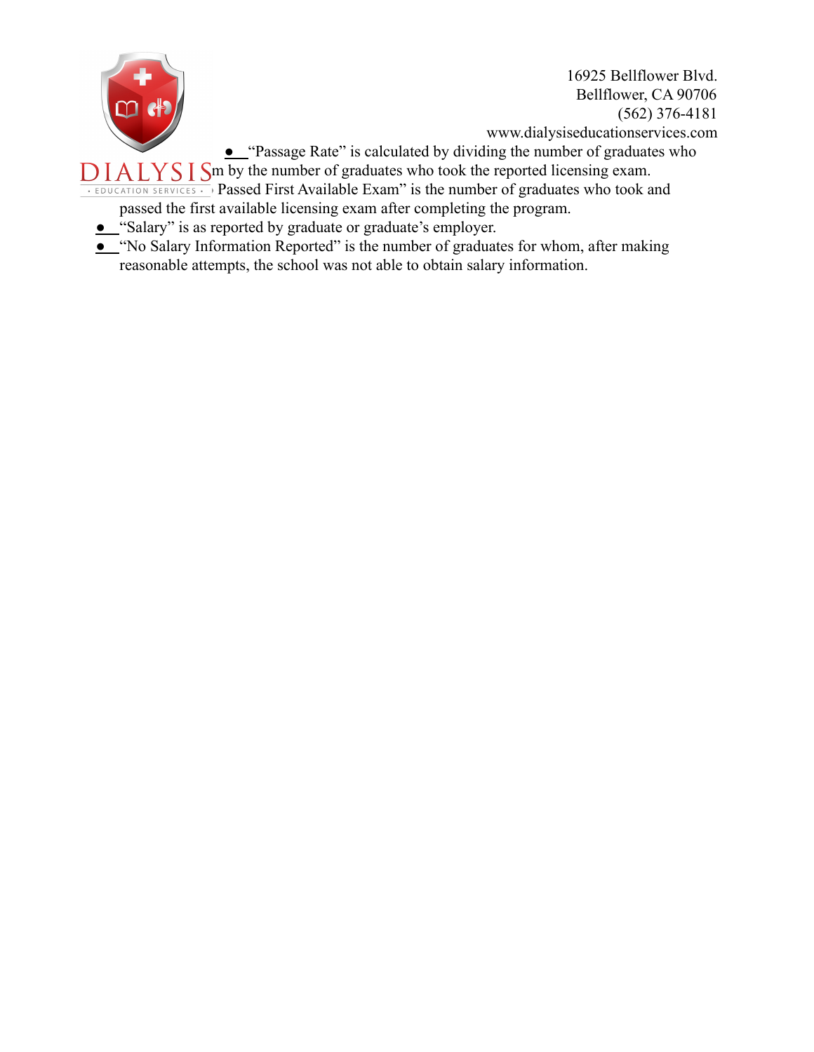- “Passage Rate” is calculated by dividing the number of graduates who passed the exam by the number of graduates who took the reported licensing exam.
- “Number Passed First Available Exam” is the number of graduates who took and passed the first available licensing exam after completing the program.
- “Salary” is as reported by graduate or graduate’s employer.
- “No Salary Information Reported” is the number of graduates for whom, after making reasonable attempts, the school was not able to obtain salary information.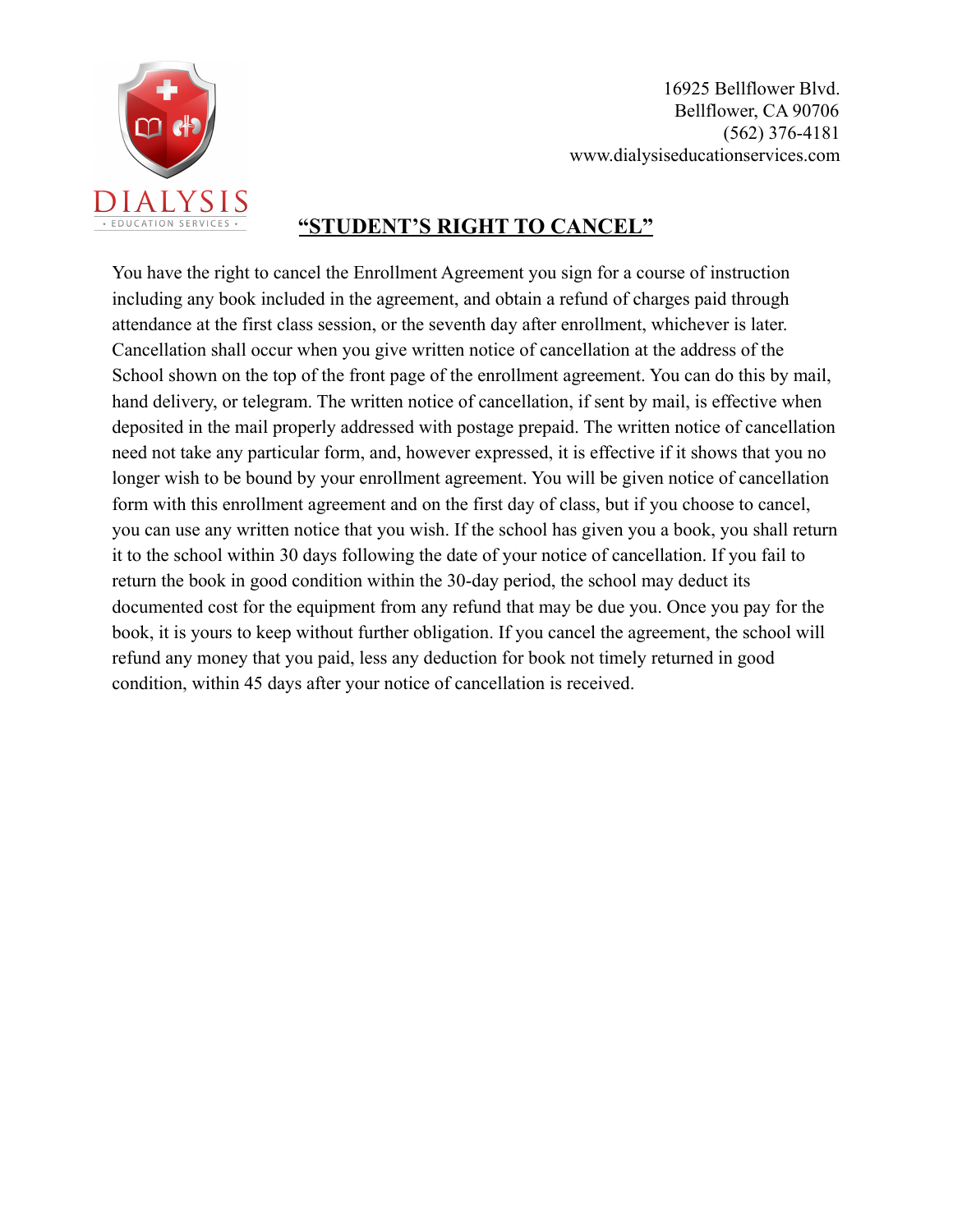DIALYSIS

• EDUCATION SERVICES •

16925 Bellflower Blvd.
Bellflower, CA 90706
(562) 376-4181
www.dialysiseducationservices.com

## **"STUDENT'S RIGHT TO CANCEL"**

You have the right to cancel the Enrollment Agreement you sign for a course of instruction including any book included in the agreement, and obtain a refund of charges paid through attendance at the first class session, or the seventh day after enrollment, whichever is later. Cancellation shall occur when you give written notice of cancellation at the address of the School shown on the top of the front page of the enrollment agreement. You can do this by mail, hand delivery, or telegram. The written notice of cancellation, if sent by mail, is effective when deposited in the mail properly addressed with postage prepaid. The written notice of cancellation need not take any particular form, and, however expressed, it is effective if it shows that you no longer wish to be bound by your enrollment agreement. You will be given notice of cancellation form with this enrollment agreement and on the first day of class, but if you choose to cancel, you can use any written notice that you wish. If the school has given you a book, you shall return it to the school within 30 days following the date of your notice of cancellation. If you fail to return the book in good condition within the 30-day period, the school may deduct its documented cost for the equipment from any refund that may be due you. Once you pay for the book, it is yours to keep without further obligation. If you cancel the agreement, the school will refund any money that you paid, less any deduction for book not timely returned in good condition, within 45 days after your notice of cancellation is received.